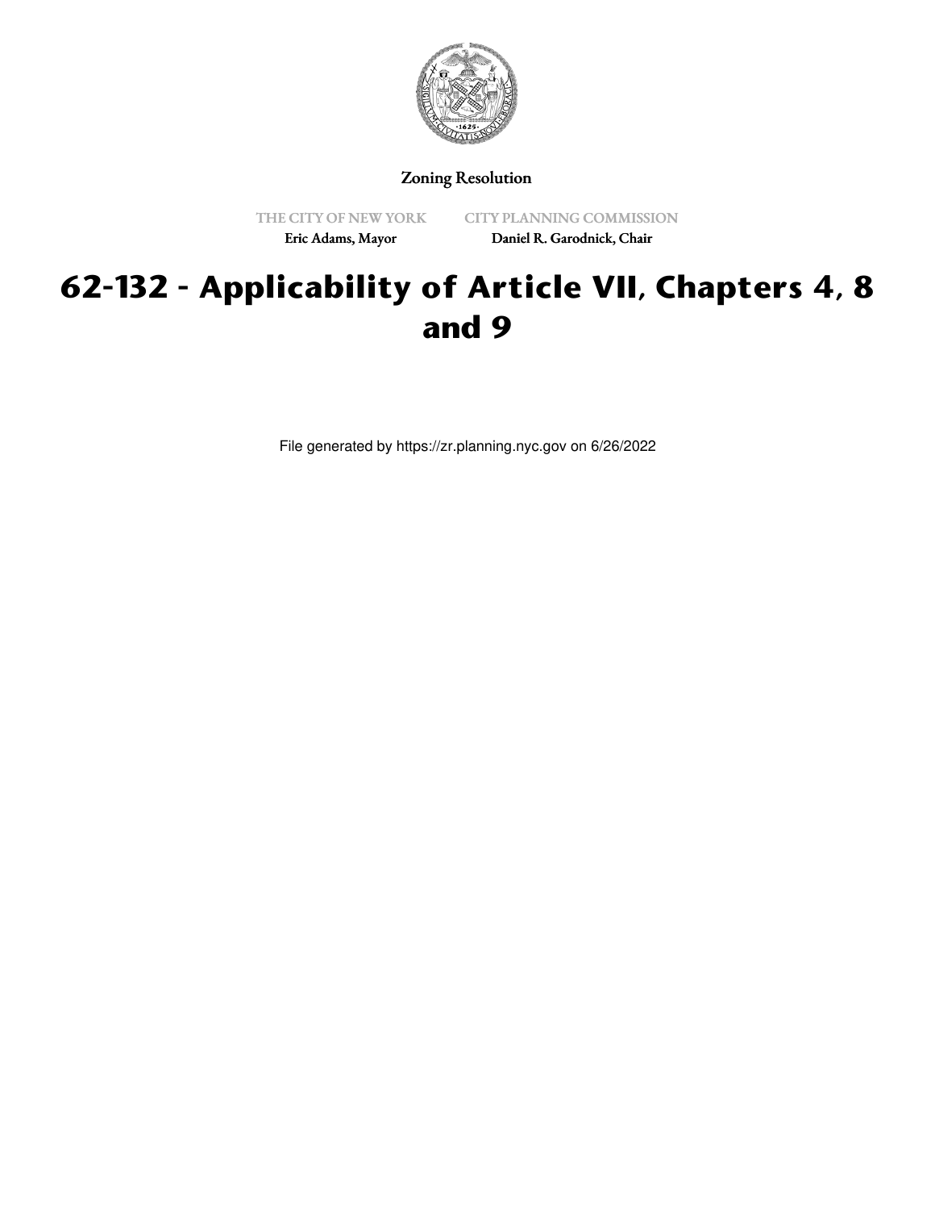Zoning Resolution

THE CITY OF NEW YORK
Eric Adams, Mayor

CITY PLANNING COMMISSION
Daniel R. Garodnick, Chair

# 62-132 - Applicability of Article VII, Chapters 4, 8 and 9

File generated by https://zr.planning.nyc.gov on 6/26/2022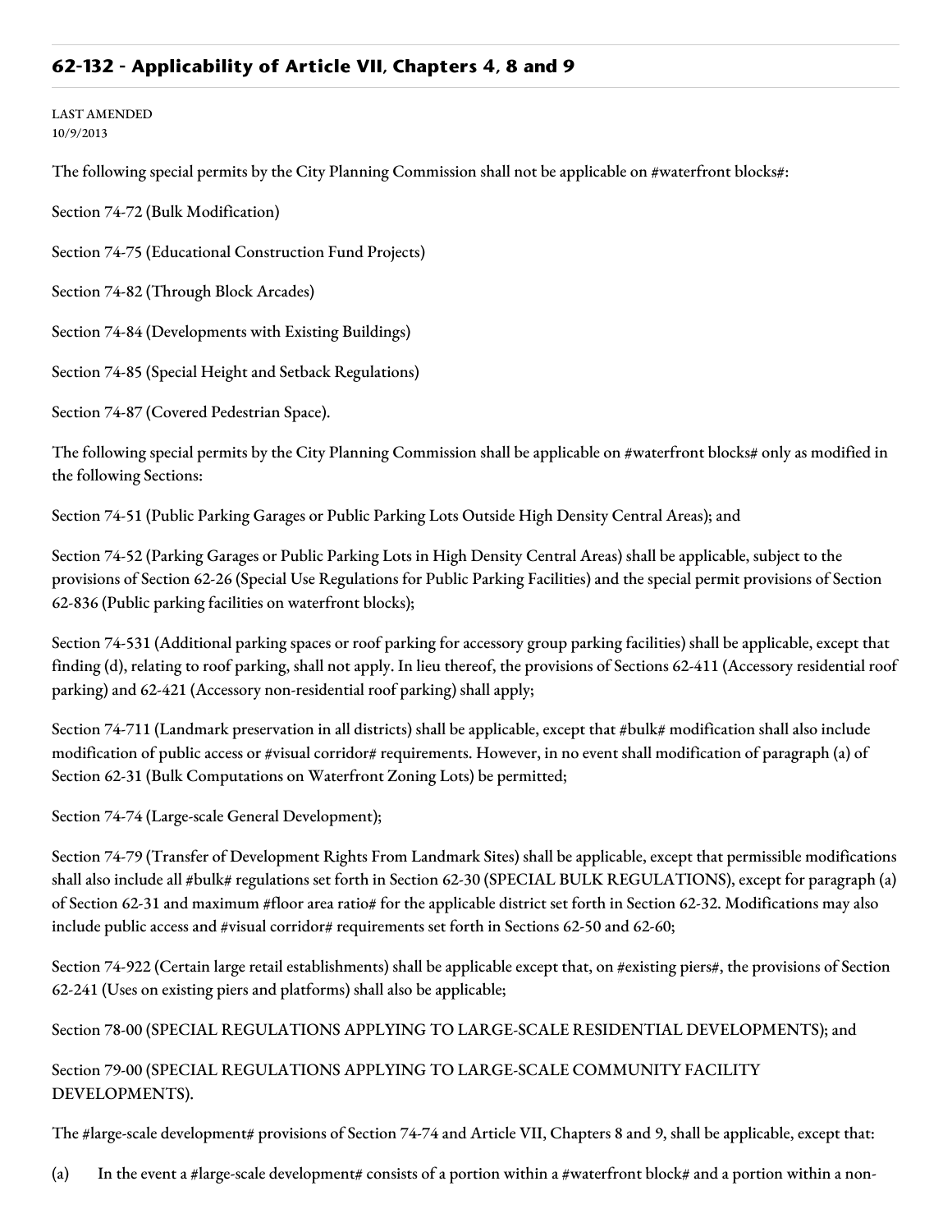## 62-132 - Applicability of Article VII, Chapters 4, 8 and 9

LAST AMENDED
10/9/2013

The following special permits by the City Planning Commission shall not be applicable on #waterfront blocks#:

Section 74-72 (Bulk Modification)

Section 74-75 (Educational Construction Fund Projects)

Section 74-82 (Through Block Arcades)

Section 74-84 (Developments with Existing Buildings)

Section 74-85 (Special Height and Setback Regulations)

Section 74-87 (Covered Pedestrian Space).

The following special permits by the City Planning Commission shall be applicable on #waterfront blocks# only as modified in the following Sections:

Section 74-51 (Public Parking Garages or Public Parking Lots Outside High Density Central Areas); and

Section 74-52 (Parking Garages or Public Parking Lots in High Density Central Areas) shall be applicable, subject to the provisions of Section 62-26 (Special Use Regulations for Public Parking Facilities) and the special permit provisions of Section 62-836 (Public parking facilities on waterfront blocks);

Section 74-531 (Additional parking spaces or roof parking for accessory group parking facilities) shall be applicable, except that finding (d), relating to roof parking, shall not apply. In lieu thereof, the provisions of Sections 62-411 (Accessory residential roof parking) and 62-421 (Accessory non-residential roof parking) shall apply;

Section 74-711 (Landmark preservation in all districts) shall be applicable, except that #bulk# modification shall also include modification of public access or #visual corridor# requirements. However, in no event shall modification of paragraph (a) of Section 62-31 (Bulk Computations on Waterfront Zoning Lots) be permitted;

Section 74-74 (Large-scale General Development);

Section 74-79 (Transfer of Development Rights From Landmark Sites) shall be applicable, except that permissible modifications shall also include all #bulk# regulations set forth in Section 62-30 (SPECIAL BULK REGULATIONS), except for paragraph (a) of Section 62-31 and maximum #floor area ratio# for the applicable district set forth in Section 62-32. Modifications may also include public access and #visual corridor# requirements set forth in Sections 62-50 and 62-60;

Section 74-922 (Certain large retail establishments) shall be applicable except that, on #existing piers#, the provisions of Section 62-241 (Uses on existing piers and platforms) shall also be applicable;

Section 78-00 (SPECIAL REGULATIONS APPLYING TO LARGE-SCALE RESIDENTIAL DEVELOPMENTS); and

Section 79-00 (SPECIAL REGULATIONS APPLYING TO LARGE-SCALE COMMUNITY FACILITY DEVELOPMENTS).

The #large-scale development# provisions of Section 74-74 and Article VII, Chapters 8 and 9, shall be applicable, except that:

(a) In the event a #large-scale development# consists of a portion within a #waterfront block# and a portion within a non-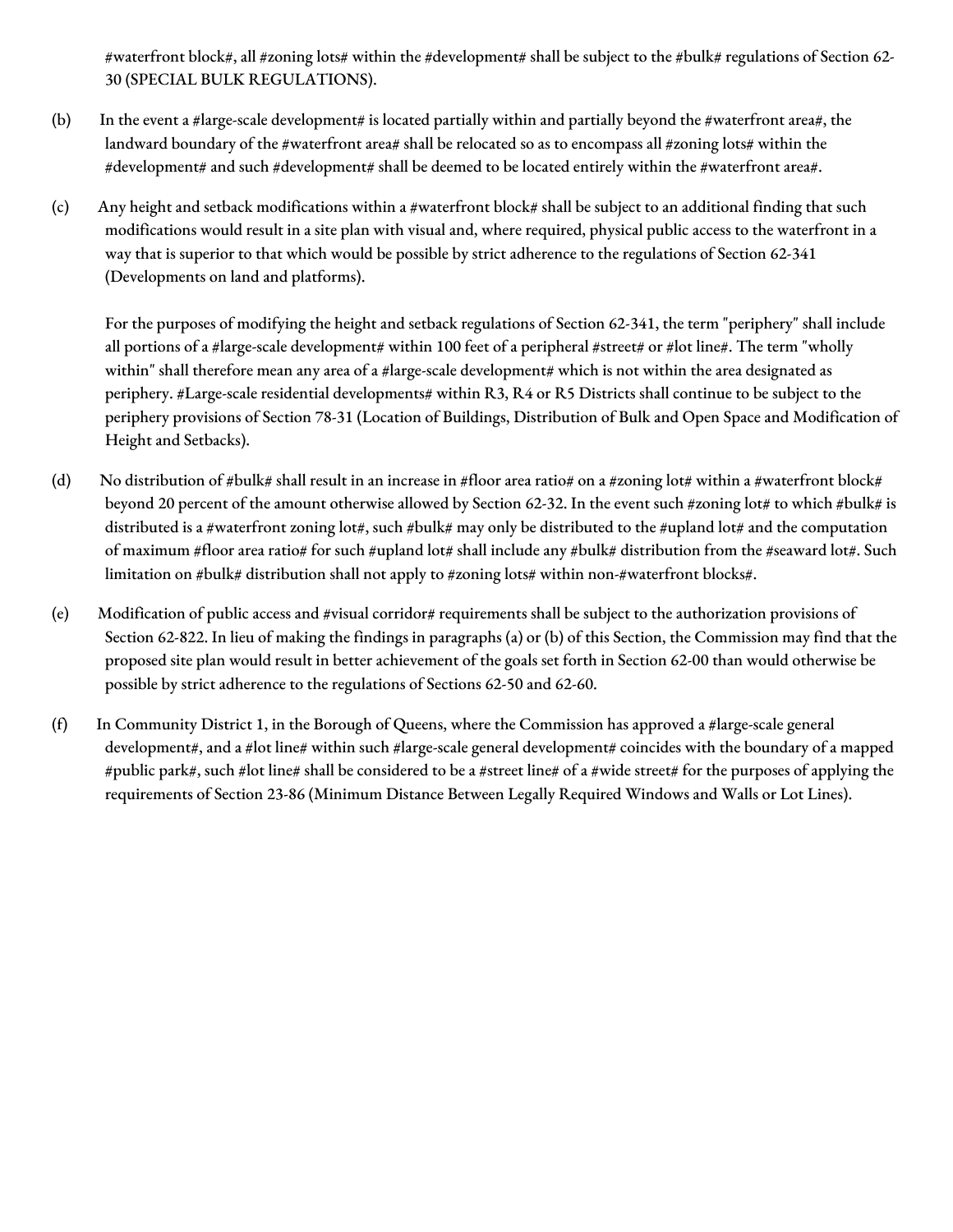#waterfront block#, all #zoning lots# within the #development# shall be subject to the #bulk# regulations of Section 62-30 (SPECIAL BULK REGULATIONS).

(b) In the event a #large-scale development# is located partially within and partially beyond the #waterfront area#, the landward boundary of the #waterfront area# shall be relocated so as to encompass all #zoning lots# within the #development# and such #development# shall be deemed to be located entirely within the #waterfront area#.

(c) Any height and setback modifications within a #waterfront block# shall be subject to an additional finding that such modifications would result in a site plan with visual and, where required, physical public access to the waterfront in a way that is superior to that which would be possible by strict adherence to the regulations of Section 62-341 (Developments on land and platforms).

For the purposes of modifying the height and setback regulations of Section 62-341, the term "periphery" shall include all portions of a #large-scale development# within 100 feet of a peripheral #street# or #lot line#. The term "wholly within" shall therefore mean any area of a #large-scale development# which is not within the area designated as periphery. #Large-scale residential developments# within R3, R4 or R5 Districts shall continue to be subject to the periphery provisions of Section 78-31 (Location of Buildings, Distribution of Bulk and Open Space and Modification of Height and Setbacks).

(d) No distribution of #bulk# shall result in an increase in #floor area ratio# on a #zoning lot# within a #waterfront block# beyond 20 percent of the amount otherwise allowed by Section 62-32. In the event such #zoning lot# to which #bulk# is distributed is a #waterfront zoning lot#, such #bulk# may only be distributed to the #upland lot# and the computation of maximum #floor area ratio# for such #upland lot# shall include any #bulk# distribution from the #seaward lot#. Such limitation on #bulk# distribution shall not apply to #zoning lots# within non-#waterfront blocks#.

(e) Modification of public access and #visual corridor# requirements shall be subject to the authorization provisions of Section 62-822. In lieu of making the findings in paragraphs (a) or (b) of this Section, the Commission may find that the proposed site plan would result in better achievement of the goals set forth in Section 62-00 than would otherwise be possible by strict adherence to the regulations of Sections 62-50 and 62-60.

(f) In Community District 1, in the Borough of Queens, where the Commission has approved a #large-scale general development#, and a #lot line# within such #large-scale general development# coincides with the boundary of a mapped #public park#, such #lot line# shall be considered to be a #street line# of a #wide street# for the purposes of applying the requirements of Section 23-86 (Minimum Distance Between Legally Required Windows and Walls or Lot Lines).